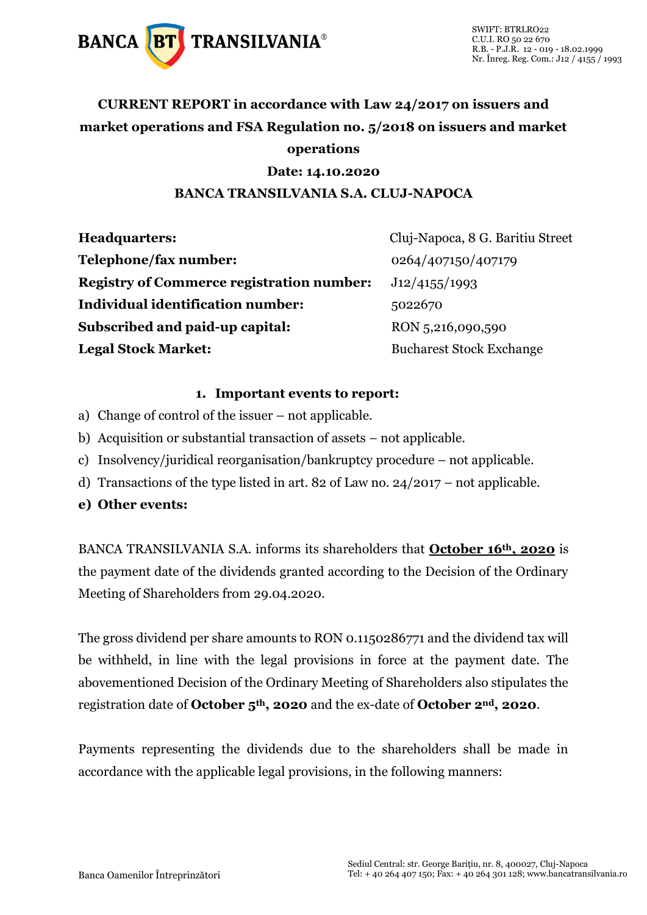BANCA BT TRANSILVANIA®

SWIFT: BTRLRO22
C.U.I. RO 50 22 670
R.B. - P.J.R. 12 - 019 - 18.02.1999
Nr. Înreg. Reg. Com.: J12 / 4155 / 1993

**CURRENT REPORT in accordance with Law 24/2017 on issuers and market operations and FSA Regulation no. 5/2018 on issuers and market operations**

**Date: 14.10.2020**

**BANCA TRANSILVANIA S.A. CLUJ-NAPOCA**

| | |
|---|---|
| **Headquarters:** | Cluj-Napoca, 8 G. Baritiu Street |
| **Telephone/fax number:** | 0264/407150/407179 |
| **Registry of Commerce registration number:** | J12/4155/1993 |
| **Individual identification number:** | 5022670 |
| **Subscribed and paid-up capital:** | RON 5,216,090,590 |
| **Legal Stock Market:** | Bucharest Stock Exchange |

1. **Important events to report:**

a) Change of control of the issuer – not applicable.

b) Acquisition or substantial transaction of assets – not applicable.

c) Insolvency/juridical reorganisation/bankruptcy procedure – not applicable.

d) Transactions of the type listed in art. 82 of Law no. 24/2017 – not applicable.

**e) Other events:**

BANCA TRANSILVANIA S.A. informs its shareholders that **October 16th, 2020** is the payment date of the dividends granted according to the Decision of the Ordinary Meeting of Shareholders from 29.04.2020.

The gross dividend per share amounts to RON 0.1150286771 and the dividend tax will be withheld, in line with the legal provisions in force at the payment date. The abovementioned Decision of the Ordinary Meeting of Shareholders also stipulates the registration date of **October 5th, 2020** and the ex-date of **October 2nd, 2020**.

Payments representing the dividends due to the shareholders shall be made in accordance with the applicable legal provisions, in the following manners: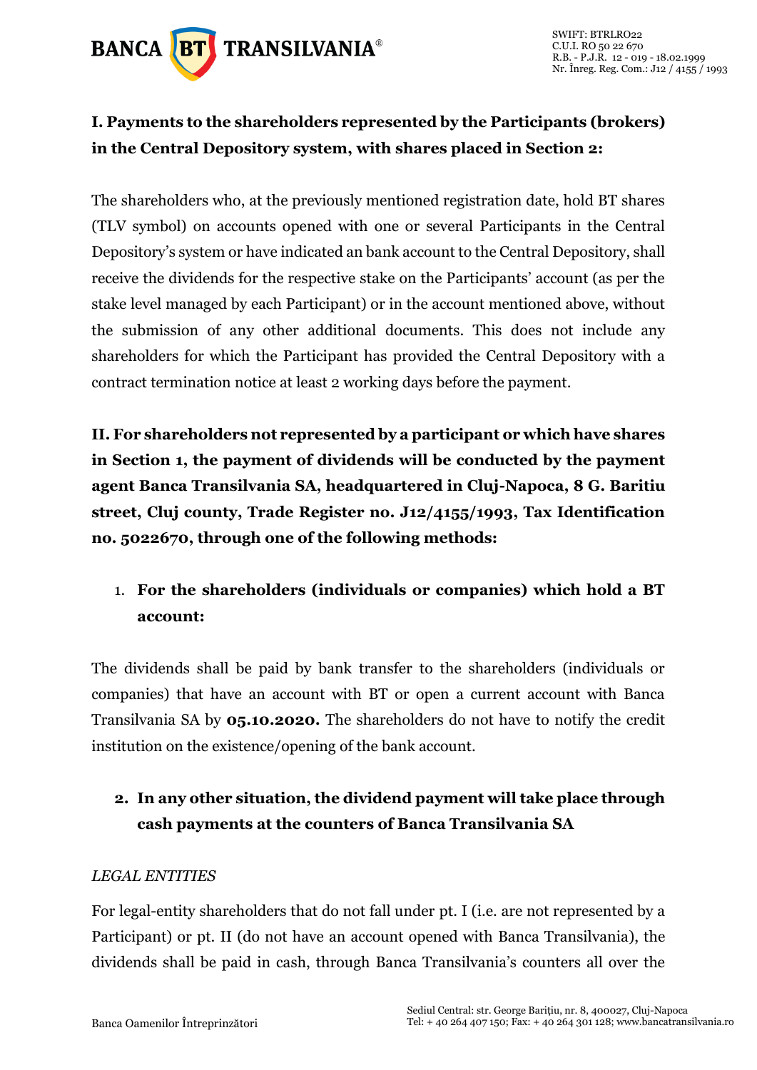**I. Payments to the shareholders represented by the Participants (brokers) in the Central Depository system, with shares placed in Section 2:**

The shareholders who, at the previously mentioned registration date, hold BT shares (TLV symbol) on accounts opened with one or several Participants in the Central Depository's system or have indicated an bank account to the Central Depository, shall receive the dividends for the respective stake on the Participants' account (as per the stake level managed by each Participant) or in the account mentioned above, without the submission of any other additional documents. This does not include any shareholders for which the Participant has provided the Central Depository with a contract termination notice at least 2 working days before the payment.

**II. For shareholders not represented by a participant or which have shares in Section 1, the payment of dividends will be conducted by the payment agent Banca Transilvania SA, headquartered in Cluj-Napoca, 8 G. Baritiu street, Cluj county, Trade Register no. J12/4155/1993, Tax Identification no. 5022670, through one of the following methods:**

1. **For the shareholders (individuals or companies) which hold a BT account:**

The dividends shall be paid by bank transfer to the shareholders (individuals or companies) that have an account with BT or open a current account with Banca Transilvania SA by **05.10.2020.** The shareholders do not have to notify the credit institution on the existence/opening of the bank account.

2. **In any other situation, the dividend payment will take place through cash payments at the counters of Banca Transilvania SA**

*LEGAL ENTITIES*

For legal-entity shareholders that do not fall under pt. I (i.e. are not represented by a Participant) or pt. II (do not have an account opened with Banca Transilvania), the dividends shall be paid in cash, through Banca Transilvania's counters all over the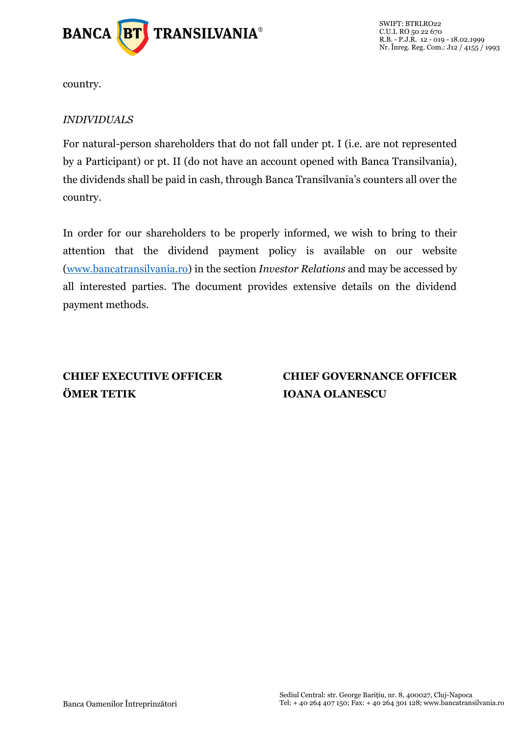country.

*INDIVIDUALS*

For natural-person shareholders that do not fall under pt. I (i.e. are not represented by a Participant) or pt. II (do not have an account opened with Banca Transilvania), the dividends shall be paid in cash, through Banca Transilvania's counters all over the country.

In order for our shareholders to be properly informed, we wish to bring to their attention that the dividend payment policy is available on our website ([www.bancatransilvania.ro](www.bancatransilvania.ro)) in the section *Investor Relations* and may be accessed by all interested parties. The document provides extensive details on the dividend payment methods.

**CHIEF EXECUTIVE OFFICER**
**ÖMER TETIK**

**CHIEF GOVERNANCE OFFICER**
**IOANA OLANESCU**